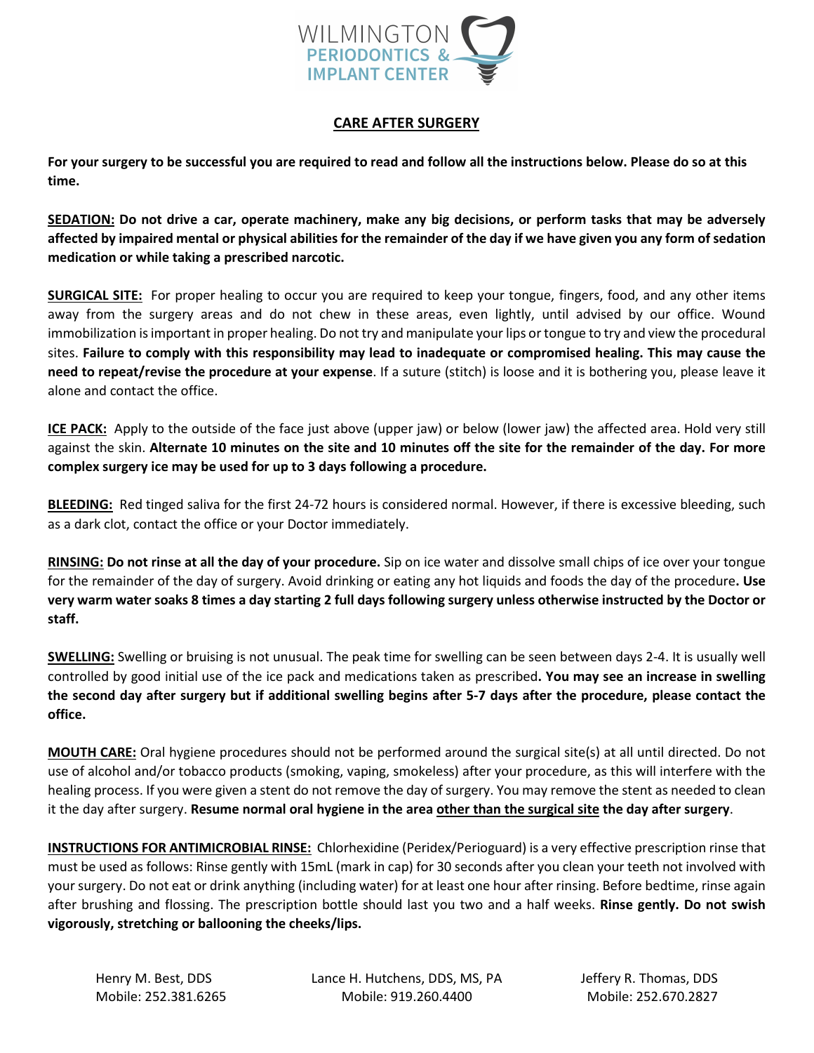WILMINGTON PERIODONTICS & IMPLANT CENTER

## CARE AFTER SURGERY

**For your surgery to be successful you are required to read and follow all the instructions below. Please do so at this time.**

**SEDATION: Do not drive a car, operate machinery, make any big decisions, or perform tasks that may be adversely affected by impaired mental or physical abilities for the remainder of the day if we have given you any form of sedation medication or while taking a prescribed narcotic.**

**SURGICAL SITE:** For proper healing to occur you are required to keep your tongue, fingers, food, and any other items away from the surgery areas and do not chew in these areas, even lightly, until advised by our office. Wound immobilization is important in proper healing. Do not try and manipulate your lips or tongue to try and view the procedural sites. **Failure to comply with this responsibility may lead to inadequate or compromised healing. This may cause the need to repeat/revise the procedure at your expense**. If a suture (stitch) is loose and it is bothering you, please leave it alone and contact the office.

**ICE PACK:** Apply to the outside of the face just above (upper jaw) or below (lower jaw) the affected area. Hold very still against the skin. **Alternate 10 minutes on the site and 10 minutes off the site for the remainder of the day. For more complex surgery ice may be used for up to 3 days following a procedure.**

**BLEEDING:** Red tinged saliva for the first 24-72 hours is considered normal. However, if there is excessive bleeding, such as a dark clot, contact the office or your Doctor immediately.

**RINSING: Do not rinse at all the day of your procedure.** Sip on ice water and dissolve small chips of ice over your tongue for the remainder of the day of surgery. Avoid drinking or eating any hot liquids and foods the day of the procedure**. Use very warm water soaks 8 times a day starting 2 full days following surgery unless otherwise instructed by the Doctor or staff.**

**SWELLING:** Swelling or bruising is not unusual. The peak time for swelling can be seen between days 2-4. It is usually well controlled by good initial use of the ice pack and medications taken as prescribed**. You may see an increase in swelling the second day after surgery but if additional swelling begins after 5-7 days after the procedure, please contact the office.**

**MOUTH CARE:** Oral hygiene procedures should not be performed around the surgical site(s) at all until directed. Do not use of alcohol and/or tobacco products (smoking, vaping, smokeless) after your procedure, as this will interfere with the healing process. If you were given a stent do not remove the day of surgery. You may remove the stent as needed to clean it the day after surgery. **Resume normal oral hygiene in the area other than the surgical site the day after surgery**.

**INSTRUCTIONS FOR ANTIMICROBIAL RINSE:** Chlorhexidine (Peridex/Perioguard) is a very effective prescription rinse that must be used as follows: Rinse gently with 15mL (mark in cap) for 30 seconds after you clean your teeth not involved with your surgery. Do not eat or drink anything (including water) for at least one hour after rinsing. Before bedtime, rinse again after brushing and flossing. The prescription bottle should last you two and a half weeks. **Rinse gently. Do not swish vigorously, stretching or ballooning the cheeks/lips.**

Henry M. Best, DDS
Mobile: 252.381.6265

Lance H. Hutchens, DDS, MS, PA
Mobile: 919.260.4400

Jeffery R. Thomas, DDS
Mobile: 252.670.2827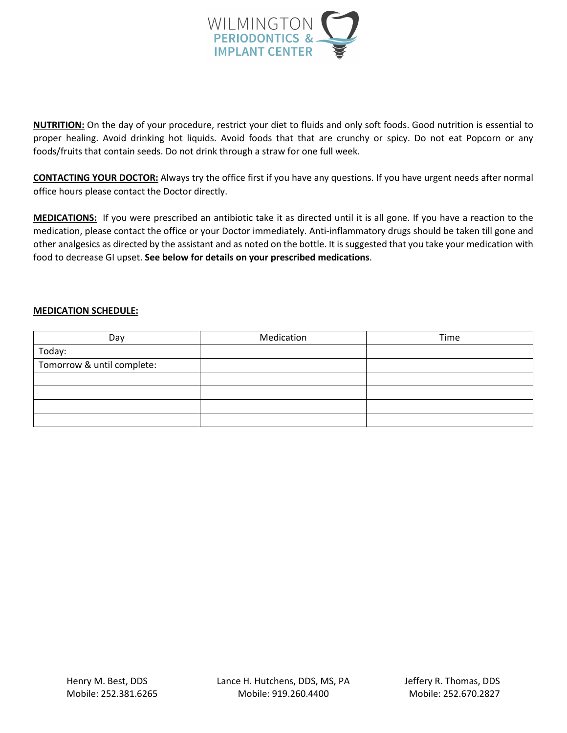WILMINGTON PERIODONTICS & IMPLANT CENTER

**NUTRITION:** On the day of your procedure, restrict your diet to fluids and only soft foods. Good nutrition is essential to proper healing. Avoid drinking hot liquids. Avoid foods that that are crunchy or spicy. Do not eat Popcorn or any foods/fruits that contain seeds. Do not drink through a straw for one full week.

**CONTACTING YOUR DOCTOR:** Always try the office first if you have any questions. If you have urgent needs after normal office hours please contact the Doctor directly.

**MEDICATIONS:** If you were prescribed an antibiotic take it as directed until it is all gone. If you have a reaction to the medication, please contact the office or your Doctor immediately. Anti-inflammatory drugs should be taken till gone and other analgesics as directed by the assistant and as noted on the bottle. It is suggested that you take your medication with food to decrease GI upset. **See below for details on your prescribed medications**.

**MEDICATION SCHEDULE:**

| Day | Medication | Time |
|---|---|---|
| Today: | | |
| Tomorrow & until complete: | | |
| | | |
| | | |
| | | |
| | | |

Henry M. Best, DDS
Mobile: 252.381.6265

Lance H. Hutchens, DDS, MS, PA
Mobile: 919.260.4400

Jeffery R. Thomas, DDS
Mobile: 252.670.2827